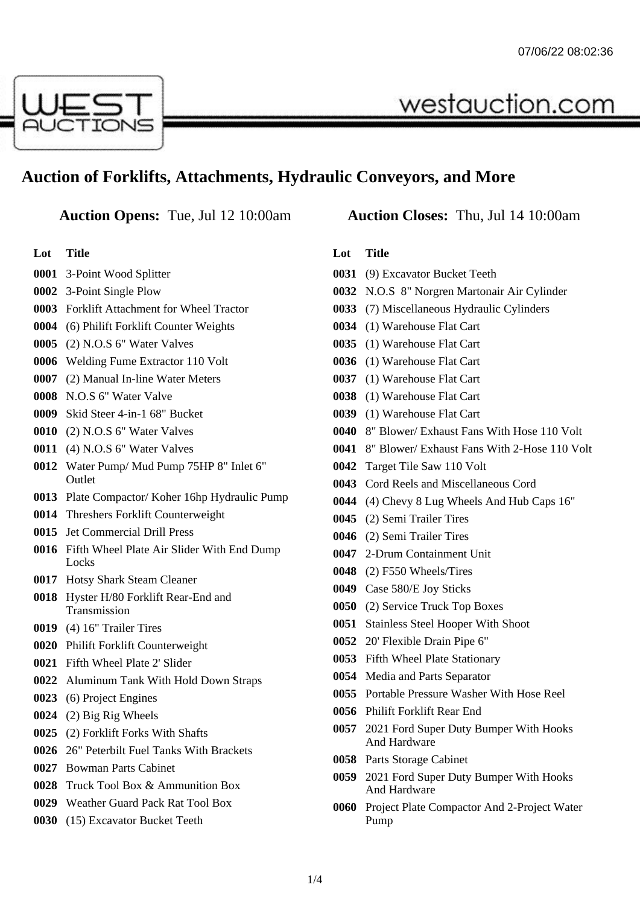# Auction of Forklifts, Attachments, Hydraulic Conveyors, and More

**Auction Opens:** Tue, Jul 12 10:00am

**Auction Closes:** Thu, Jul 14 10:00am

| Lot | Title |
|---|---|
| 0001 | 3-Point Wood Splitter |
| 0002 | 3-Point Single Plow |
| 0003 | Forklift Attachment for Wheel Tractor |
| 0004 | (6) Philift Forklift Counter Weights |
| 0005 | (2) N.O.S 6" Water Valves |
| 0006 | Welding Fume Extractor 110 Volt |
| 0007 | (2) Manual In-line Water Meters |
| 0008 | N.O.S 6" Water Valve |
| 0009 | Skid Steer 4-in-1 68" Bucket |
| 0010 | (2) N.O.S 6" Water Valves |
| 0011 | (4) N.O.S 6" Water Valves |
| 0012 | Water Pump/ Mud Pump 75HP 8" Inlet 6" Outlet |
| 0013 | Plate Compactor/ Koher 16hp Hydraulic Pump |
| 0014 | Threshers Forklift Counterweight |
| 0015 | Jet Commercial Drill Press |
| 0016 | Fifth Wheel Plate Air Slider With End Dump Locks |
| 0017 | Hotsy Shark Steam Cleaner |
| 0018 | Hyster H/80 Forklift Rear-End and Transmission |
| 0019 | (4) 16" Trailer Tires |
| 0020 | Philift Forklift Counterweight |
| 0021 | Fifth Wheel Plate 2' Slider |
| 0022 | Aluminum Tank With Hold Down Straps |
| 0023 | (6) Project Engines |
| 0024 | (2) Big Rig Wheels |
| 0025 | (2) Forklift Forks With Shafts |
| 0026 | 26" Peterbilt Fuel Tanks With Brackets |
| 0027 | Bowman Parts Cabinet |
| 0028 | Truck Tool Box & Ammunition Box |
| 0029 | Weather Guard Pack Rat Tool Box |
| 0030 | (15) Excavator Bucket Teeth |
| 0031 | (9) Excavator Bucket Teeth |
| 0032 | N.O.S 8" Norgren Martonair Air Cylinder |
| 0033 | (7) Miscellaneous Hydraulic Cylinders |
| 0034 | (1) Warehouse Flat Cart |
| 0035 | (1) Warehouse Flat Cart |
| 0036 | (1) Warehouse Flat Cart |
| 0037 | (1) Warehouse Flat Cart |
| 0038 | (1) Warehouse Flat Cart |
| 0039 | (1) Warehouse Flat Cart |
| 0040 | 8" Blower/ Exhaust Fans With Hose 110 Volt |
| 0041 | 8" Blower/ Exhaust Fans With 2-Hose 110 Volt |
| 0042 | Target Tile Saw 110 Volt |
| 0043 | Cord Reels and Miscellaneous Cord |
| 0044 | (4) Chevy 8 Lug Wheels And Hub Caps 16" |
| 0045 | (2) Semi Trailer Tires |
| 0046 | (2) Semi Trailer Tires |
| 0047 | 2-Drum Containment Unit |
| 0048 | (2) F550 Wheels/Tires |
| 0049 | Case 580/E Joy Sticks |
| 0050 | (2) Service Truck Top Boxes |
| 0051 | Stainless Steel Hooper With Shoot |
| 0052 | 20' Flexible Drain Pipe 6" |
| 0053 | Fifth Wheel Plate Stationary |
| 0054 | Media and Parts Separator |
| 0055 | Portable Pressure Washer With Hose Reel |
| 0056 | Philift Forklift Rear End |
| 0057 | 2021 Ford Super Duty Bumper With Hooks And Hardware |
| 0058 | Parts Storage Cabinet |
| 0059 | 2021 Ford Super Duty Bumper With Hooks And Hardware |
| 0060 | Project Plate Compactor And 2-Project Water Pump |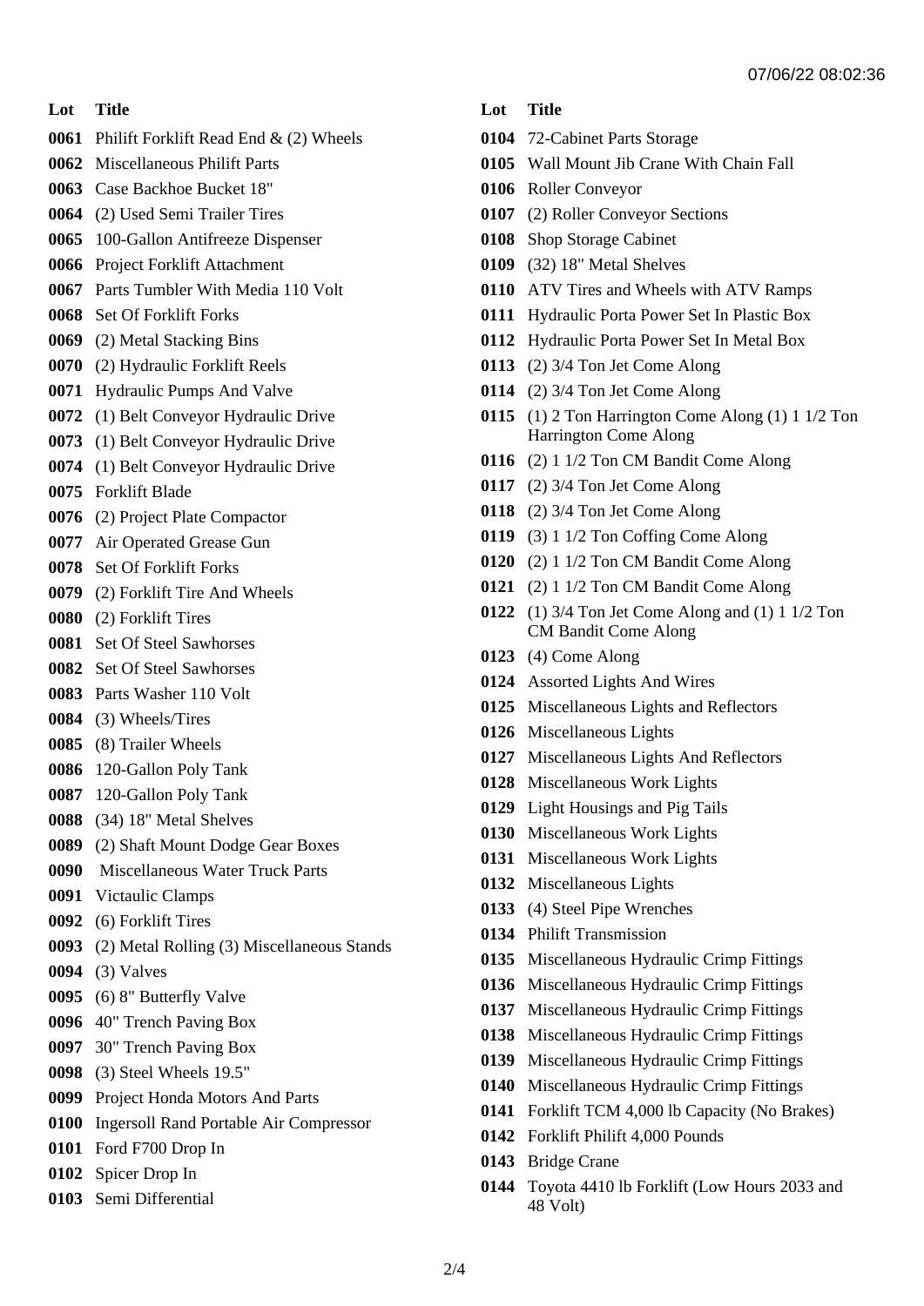| Lot | Title |
| --- | --- |
| 0061 | Philift Forklift Read End & (2) Wheels |
| 0062 | Miscellaneous Philift Parts |
| 0063 | Case Backhoe Bucket 18" |
| 0064 | (2) Used Semi Trailer Tires |
| 0065 | 100-Gallon Antifreeze Dispenser |
| 0066 | Project Forklift Attachment |
| 0067 | Parts Tumbler With Media 110 Volt |
| 0068 | Set Of Forklift Forks |
| 0069 | (2) Metal Stacking Bins |
| 0070 | (2) Hydraulic Forklift Reels |
| 0071 | Hydraulic Pumps And Valve |
| 0072 | (1) Belt Conveyor Hydraulic Drive |
| 0073 | (1) Belt Conveyor Hydraulic Drive |
| 0074 | (1) Belt Conveyor Hydraulic Drive |
| 0075 | Forklift Blade |
| 0076 | (2) Project Plate Compactor |
| 0077 | Air Operated Grease Gun |
| 0078 | Set Of Forklift Forks |
| 0079 | (2) Forklift Tire And Wheels |
| 0080 | (2) Forklift Tires |
| 0081 | Set Of Steel Sawhorses |
| 0082 | Set Of Steel Sawhorses |
| 0083 | Parts Washer 110 Volt |
| 0084 | (3) Wheels/Tires |
| 0085 | (8) Trailer Wheels |
| 0086 | 120-Gallon Poly Tank |
| 0087 | 120-Gallon Poly Tank |
| 0088 | (34) 18" Metal Shelves |
| 0089 | (2) Shaft Mount Dodge Gear Boxes |
| 0090 | Miscellaneous Water Truck Parts |
| 0091 | Victaulic Clamps |
| 0092 | (6) Forklift Tires |
| 0093 | (2) Metal Rolling (3) Miscellaneous Stands |
| 0094 | (3) Valves |
| 0095 | (6) 8" Butterfly Valve |
| 0096 | 40" Trench Paving Box |
| 0097 | 30" Trench Paving Box |
| 0098 | (3) Steel Wheels 19.5" |
| 0099 | Project Honda Motors And Parts |
| 0100 | Ingersoll Rand Portable Air Compressor |
| 0101 | Ford F700 Drop In |
| 0102 | Spicer Drop In |
| 0103 | Semi Differential |
| 0104 | 72-Cabinet Parts Storage |
| 0105 | Wall Mount Jib Crane With Chain Fall |
| 0106 | Roller Conveyor |
| 0107 | (2) Roller Conveyor Sections |
| 0108 | Shop Storage Cabinet |
| 0109 | (32) 18" Metal Shelves |
| 0110 | ATV Tires and Wheels with ATV Ramps |
| 0111 | Hydraulic Porta Power Set In Plastic Box |
| 0112 | Hydraulic Porta Power Set In Metal Box |
| 0113 | (2) 3/4 Ton Jet Come Along |
| 0114 | (2) 3/4 Ton Jet Come Along |
| 0115 | (1) 2 Ton Harrington Come Along (1) 1 1/2 Ton Harrington Come Along |
| 0116 | (2) 1 1/2 Ton CM Bandit Come Along |
| 0117 | (2) 3/4 Ton Jet Come Along |
| 0118 | (2) 3/4 Ton Jet Come Along |
| 0119 | (3) 1 1/2 Ton Coffing Come Along |
| 0120 | (2) 1 1/2 Ton CM Bandit Come Along |
| 0121 | (2) 1 1/2 Ton CM Bandit Come Along |
| 0122 | (1) 3/4 Ton Jet Come Along and (1) 1 1/2 Ton CM Bandit Come Along |
| 0123 | (4) Come Along |
| 0124 | Assorted Lights And Wires |
| 0125 | Miscellaneous Lights and Reflectors |
| 0126 | Miscellaneous Lights |
| 0127 | Miscellaneous Lights And Reflectors |
| 0128 | Miscellaneous Work Lights |
| 0129 | Light Housings and Pig Tails |
| 0130 | Miscellaneous Work Lights |
| 0131 | Miscellaneous Work Lights |
| 0132 | Miscellaneous Lights |
| 0133 | (4) Steel Pipe Wrenches |
| 0134 | Philift Transmission |
| 0135 | Miscellaneous Hydraulic Crimp Fittings |
| 0136 | Miscellaneous Hydraulic Crimp Fittings |
| 0137 | Miscellaneous Hydraulic Crimp Fittings |
| 0138 | Miscellaneous Hydraulic Crimp Fittings |
| 0139 | Miscellaneous Hydraulic Crimp Fittings |
| 0140 | Miscellaneous Hydraulic Crimp Fittings |
| 0141 | Forklift TCM 4,000 lb Capacity (No Brakes) |
| 0142 | Forklift Philift 4,000 Pounds |
| 0143 | Bridge Crane |
| 0144 | Toyota 4410 lb Forklift (Low Hours 2033 and 48 Volt) |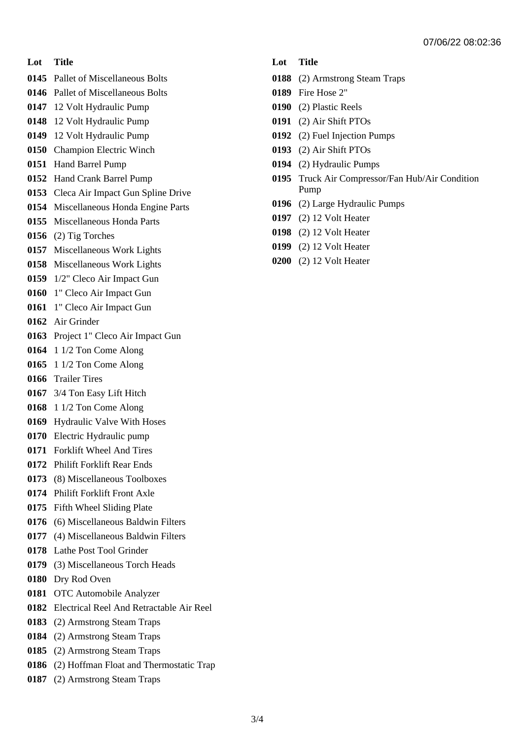| Lot | Title |
| --- | --- |
| 0145 | Pallet of Miscellaneous Bolts |
| 0146 | Pallet of Miscellaneous Bolts |
| 0147 | 12 Volt Hydraulic Pump |
| 0148 | 12 Volt Hydraulic Pump |
| 0149 | 12 Volt Hydraulic Pump |
| 0150 | Champion Electric Winch |
| 0151 | Hand Barrel Pump |
| 0152 | Hand Crank Barrel Pump |
| 0153 | Cleca Air Impact Gun Spline Drive |
| 0154 | Miscellaneous Honda Engine Parts |
| 0155 | Miscellaneous Honda Parts |
| 0156 | (2) Tig Torches |
| 0157 | Miscellaneous Work Lights |
| 0158 | Miscellaneous Work Lights |
| 0159 | 1/2" Cleco Air Impact Gun |
| 0160 | 1" Cleco Air Impact Gun |
| 0161 | 1" Cleco Air Impact Gun |
| 0162 | Air Grinder |
| 0163 | Project 1" Cleco Air Impact Gun |
| 0164 | 1 1/2 Ton Come Along |
| 0165 | 1 1/2 Ton Come Along |
| 0166 | Trailer Tires |
| 0167 | 3/4 Ton Easy Lift Hitch |
| 0168 | 1 1/2 Ton Come Along |
| 0169 | Hydraulic Valve With Hoses |
| 0170 | Electric Hydraulic pump |
| 0171 | Forklift Wheel And Tires |
| 0172 | Philift Forklift Rear Ends |
| 0173 | (8) Miscellaneous Toolboxes |
| 0174 | Philift Forklift Front Axle |
| 0175 | Fifth Wheel Sliding Plate |
| 0176 | (6) Miscellaneous Baldwin Filters |
| 0177 | (4) Miscellaneous Baldwin Filters |
| 0178 | Lathe Post Tool Grinder |
| 0179 | (3) Miscellaneous Torch Heads |
| 0180 | Dry Rod Oven |
| 0181 | OTC Automobile Analyzer |
| 0182 | Electrical Reel And Retractable Air Reel |
| 0183 | (2) Armstrong Steam Traps |
| 0184 | (2) Armstrong Steam Traps |
| 0185 | (2) Armstrong Steam Traps |
| 0186 | (2) Hoffman Float and Thermostatic Trap |
| 0187 | (2) Armstrong Steam Traps |
| 0188 | (2) Armstrong Steam Traps |
| 0189 | Fire Hose 2" |
| 0190 | (2) Plastic Reels |
| 0191 | (2) Air Shift PTOs |
| 0192 | (2) Fuel Injection Pumps |
| 0193 | (2) Air Shift PTOs |
| 0194 | (2) Hydraulic Pumps |
| 0195 | Truck Air Compressor/Fan Hub/Air Condition Pump |
| 0196 | (2) Large Hydraulic Pumps |
| 0197 | (2) 12 Volt Heater |
| 0198 | (2) 12 Volt Heater |
| 0199 | (2) 12 Volt Heater |
| 0200 | (2) 12 Volt Heater |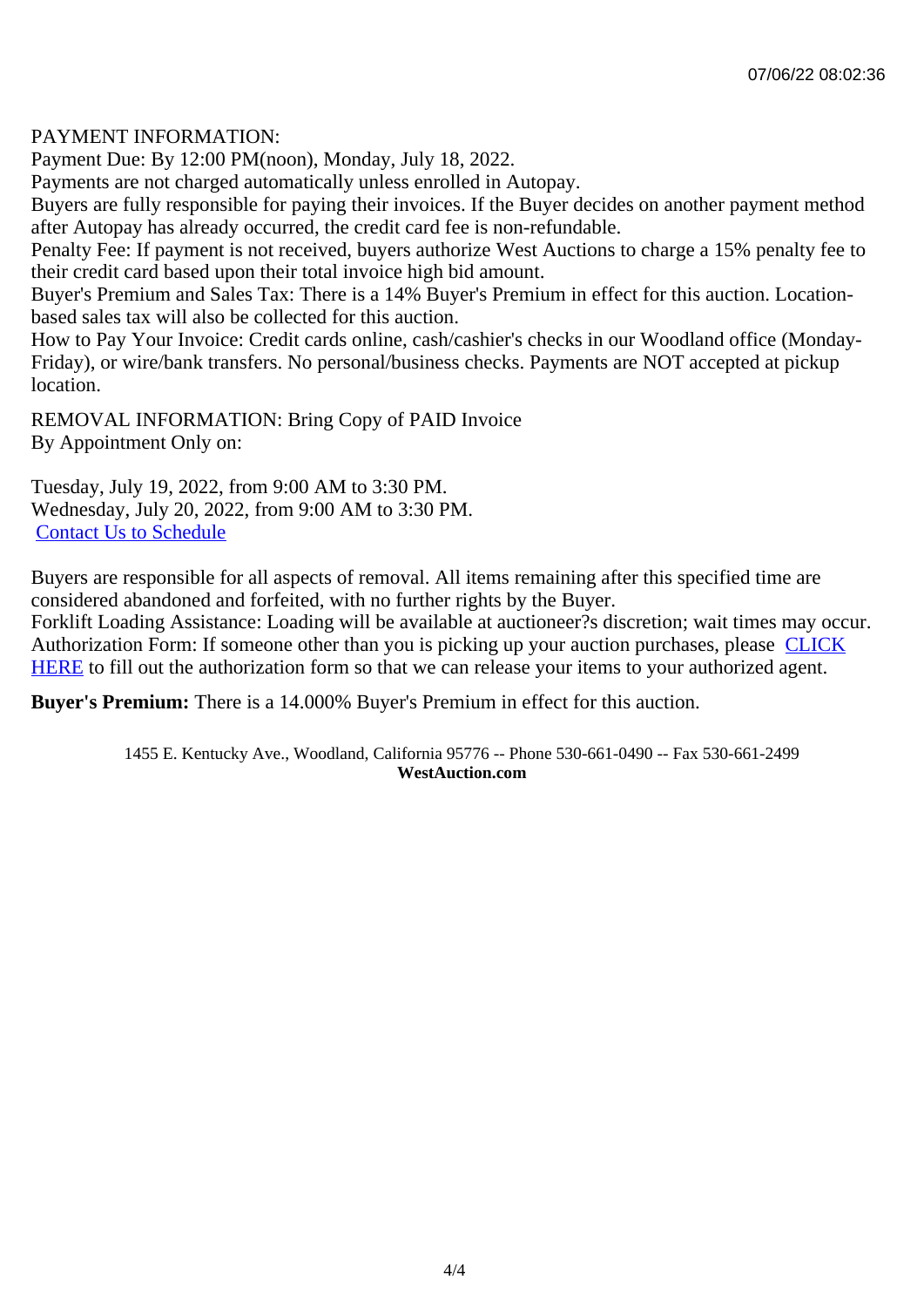PAYMENT INFORMATION:
Payment Due: By 12:00 PM(noon), Monday, July 18, 2022.
Payments are not charged automatically unless enrolled in Autopay.
Buyers are fully responsible for paying their invoices. If the Buyer decides on another payment method after Autopay has already occurred, the credit card fee is non-refundable.
Penalty Fee: If payment is not received, buyers authorize West Auctions to charge a 15% penalty fee to their credit card based upon their total invoice high bid amount.
Buyer's Premium and Sales Tax: There is a 14% Buyer's Premium in effect for this auction. Location-based sales tax will also be collected for this auction.
How to Pay Your Invoice: Credit cards online, cash/cashier's checks in our Woodland office (Monday-Friday), or wire/bank transfers. No personal/business checks. Payments are NOT accepted at pickup location.

REMOVAL INFORMATION: Bring Copy of PAID Invoice
By Appointment Only on:

Tuesday, July 19, 2022, from 9:00 AM to 3:30 PM.
Wednesday, July 20, 2022, from 9:00 AM to 3:30 PM.
Contact Us to Schedule

Buyers are responsible for all aspects of removal. All items remaining after this specified time are considered abandoned and forfeited, with no further rights by the Buyer.
Forklift Loading Assistance: Loading will be available at auctioneer?s discretion; wait times may occur.
Authorization Form: If someone other than you is picking up your auction purchases, please CLICK HERE to fill out the authorization form so that we can release your items to your authorized agent.

**Buyer's Premium:** There is a 14.000% Buyer's Premium in effect for this auction.

1455 E. Kentucky Ave., Woodland, California 95776 -- Phone 530-661-0490 -- Fax 530-661-2499
**WestAuction.com**